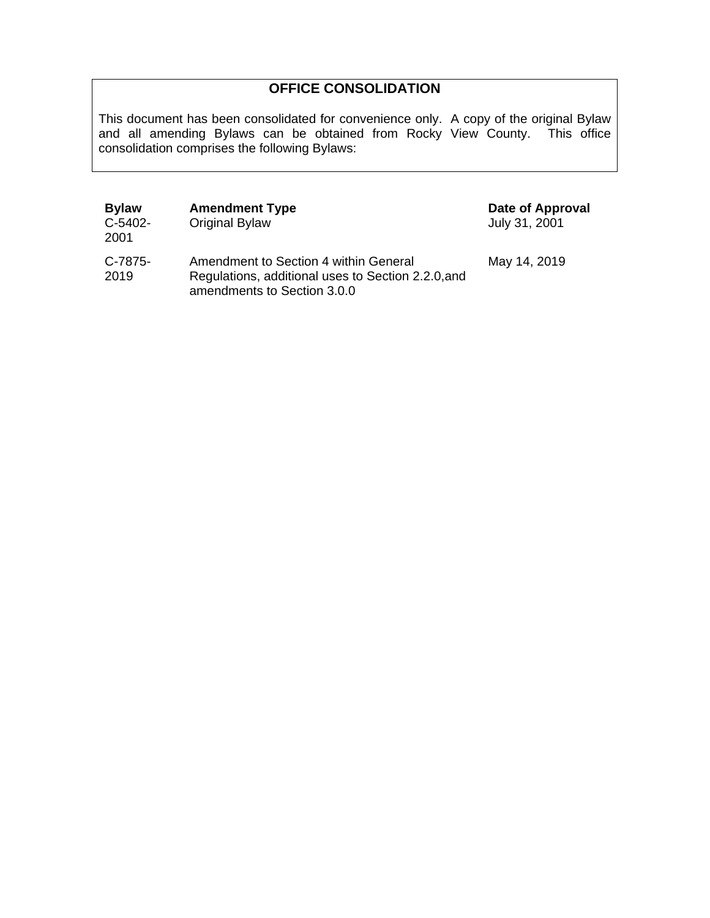# OFFICE CONSOLIDATION

This document has been consolidated for convenience only. A copy of the original Bylaw and all amending Bylaws can be obtained from Rocky View County. This office consolidation comprises the following Bylaws:

| Bylaw | Amendment Type | Date of Approval |
|---|---|---|
| C-5402-2001 | Original Bylaw | July 31, 2001 |
| C-7875-2019 | Amendment to Section 4 within General Regulations, additional uses to Section 2.2.0,and amendments to Section 3.0.0 | May 14, 2019 |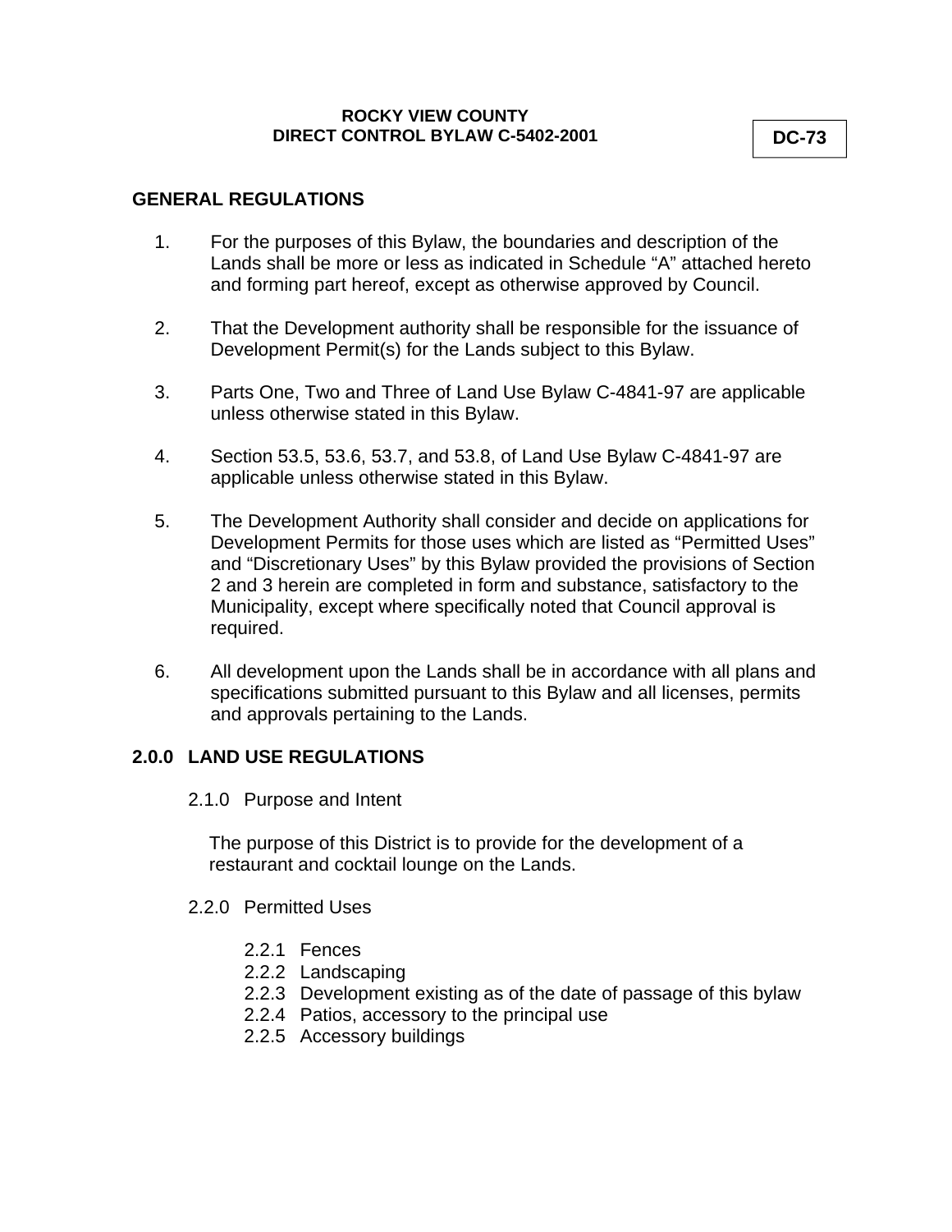**ROCKY VIEW COUNTY**
**DIRECT CONTROL BYLAW C-5402-2001**

**DC-73**

## GENERAL REGULATIONS

1. For the purposes of this Bylaw, the boundaries and description of the Lands shall be more or less as indicated in Schedule "A" attached hereto and forming part hereof, except as otherwise approved by Council.

2. That the Development authority shall be responsible for the issuance of Development Permit(s) for the Lands subject to this Bylaw.

3. Parts One, Two and Three of Land Use Bylaw C-4841-97 are applicable unless otherwise stated in this Bylaw.

4. Section 53.5, 53.6, 53.7, and 53.8, of Land Use Bylaw C-4841-97 are applicable unless otherwise stated in this Bylaw.

5. The Development Authority shall consider and decide on applications for Development Permits for those uses which are listed as "Permitted Uses" and "Discretionary Uses" by this Bylaw provided the provisions of Section 2 and 3 herein are completed in form and substance, satisfactory to the Municipality, except where specifically noted that Council approval is required.

6. All development upon the Lands shall be in accordance with all plans and specifications submitted pursuant to this Bylaw and all licenses, permits and approvals pertaining to the Lands.

## 2.0.0 LAND USE REGULATIONS

### 2.1.0 Purpose and Intent

The purpose of this District is to provide for the development of a restaurant and cocktail lounge on the Lands.

### 2.2.0 Permitted Uses

- 2.2.1 Fences
- 2.2.2 Landscaping
- 2.2.3 Development existing as of the date of passage of this bylaw
- 2.2.4 Patios, accessory to the principal use
- 2.2.5 Accessory buildings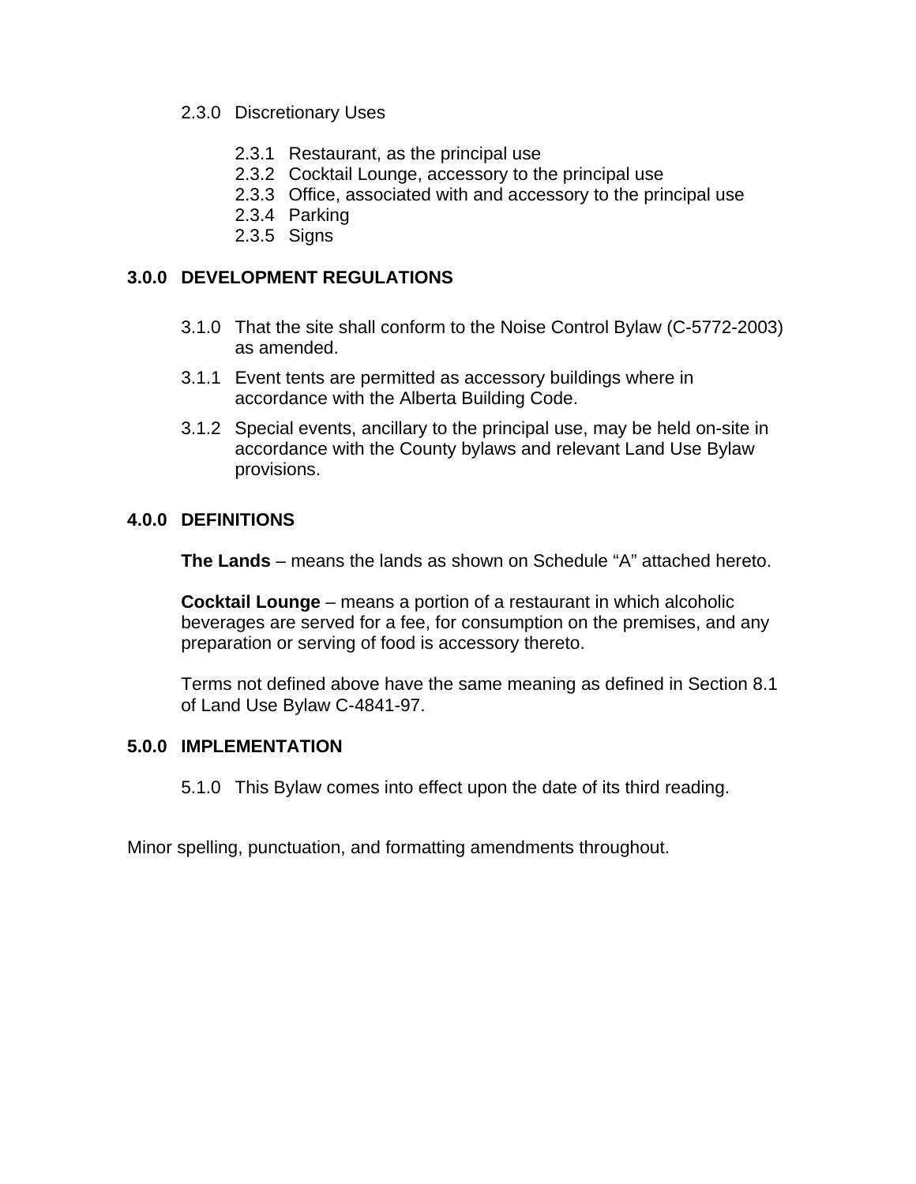2.3.0 Discretionary Uses

- 2.3.1 Restaurant, as the principal use
- 2.3.2 Cocktail Lounge, accessory to the principal use
- 2.3.3 Office, associated with and accessory to the principal use
- 2.3.4 Parking
- 2.3.5 Signs

## 3.0.0 DEVELOPMENT REGULATIONS

3.1.0 That the site shall conform to the Noise Control Bylaw (C-5772-2003) as amended.

3.1.1 Event tents are permitted as accessory buildings where in accordance with the Alberta Building Code.

3.1.2 Special events, ancillary to the principal use, may be held on-site in accordance with the County bylaws and relevant Land Use Bylaw provisions.

## 4.0.0 DEFINITIONS

**The Lands** – means the lands as shown on Schedule “A” attached hereto.

**Cocktail Lounge** – means a portion of a restaurant in which alcoholic beverages are served for a fee, for consumption on the premises, and any preparation or serving of food is accessory thereto.

Terms not defined above have the same meaning as defined in Section 8.1 of Land Use Bylaw C-4841-97.

## 5.0.0 IMPLEMENTATION

5.1.0 This Bylaw comes into effect upon the date of its third reading.

Minor spelling, punctuation, and formatting amendments throughout.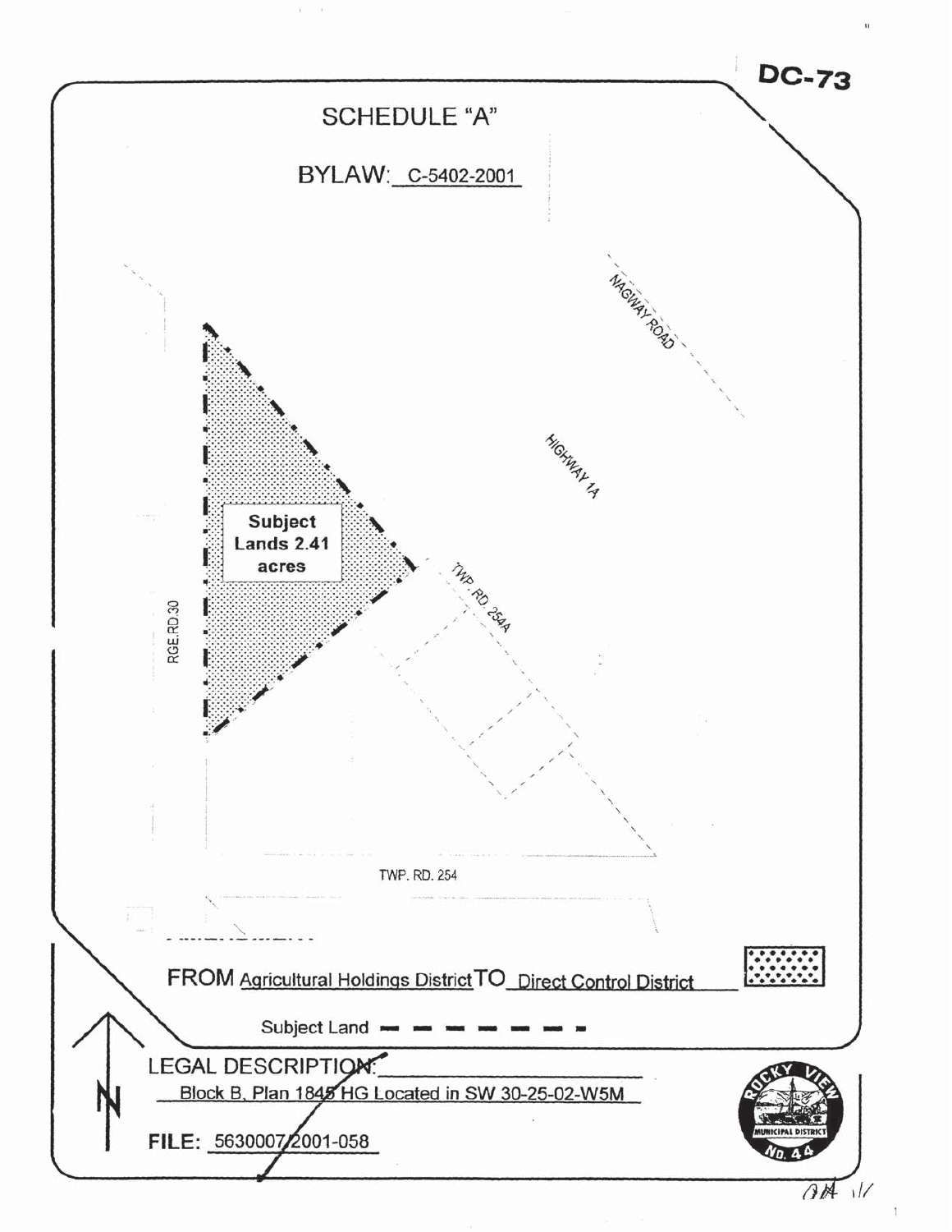DC-73

# SCHEDULE "A"

BYLAW: C-5402-2001

NAGWAY ROAD

HIGHWAY 1A

Subject Lands 2.41 acres

TWP. RD. 254A

RGE.RD.30

TWP. RD. 254

FROM Agricultural Holdings District TO Direct Control District

Subject Land

LEGAL DESCRIPTION:

Block B, Plan 1845 HG Located in SW 30-25-02-W5M

FILE: 5630007/2001-058

ROCKY VIEW MUNICIPAL DISTRICT No. 44